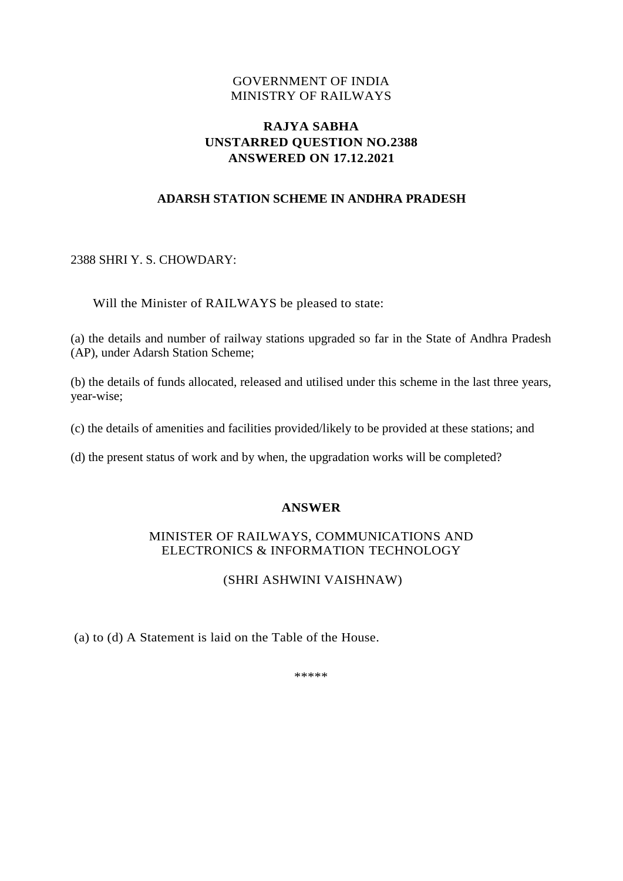GOVERNMENT OF INDIA
MINISTRY OF RAILWAYS

**RAJYA SABHA**
**UNSTARRED QUESTION NO.2388**
**ANSWERED ON 17.12.2021**

**ADARSH STATION SCHEME IN ANDHRA PRADESH**

2388 SHRI Y. S. CHOWDARY:

Will the Minister of RAILWAYS be pleased to state:

(a) the details and number of railway stations upgraded so far in the State of Andhra Pradesh (AP), under Adarsh Station Scheme;

(b) the details of funds allocated, released and utilised under this scheme in the last three years, year-wise;

(c) the details of amenities and facilities provided/likely to be provided at these stations; and

(d) the present status of work and by when, the upgradation works will be completed?

**ANSWER**

MINISTER OF RAILWAYS, COMMUNICATIONS AND ELECTRONICS & INFORMATION TECHNOLOGY

(SHRI ASHWINI VAISHNAW)

(a) to (d) A Statement is laid on the Table of the House.

*****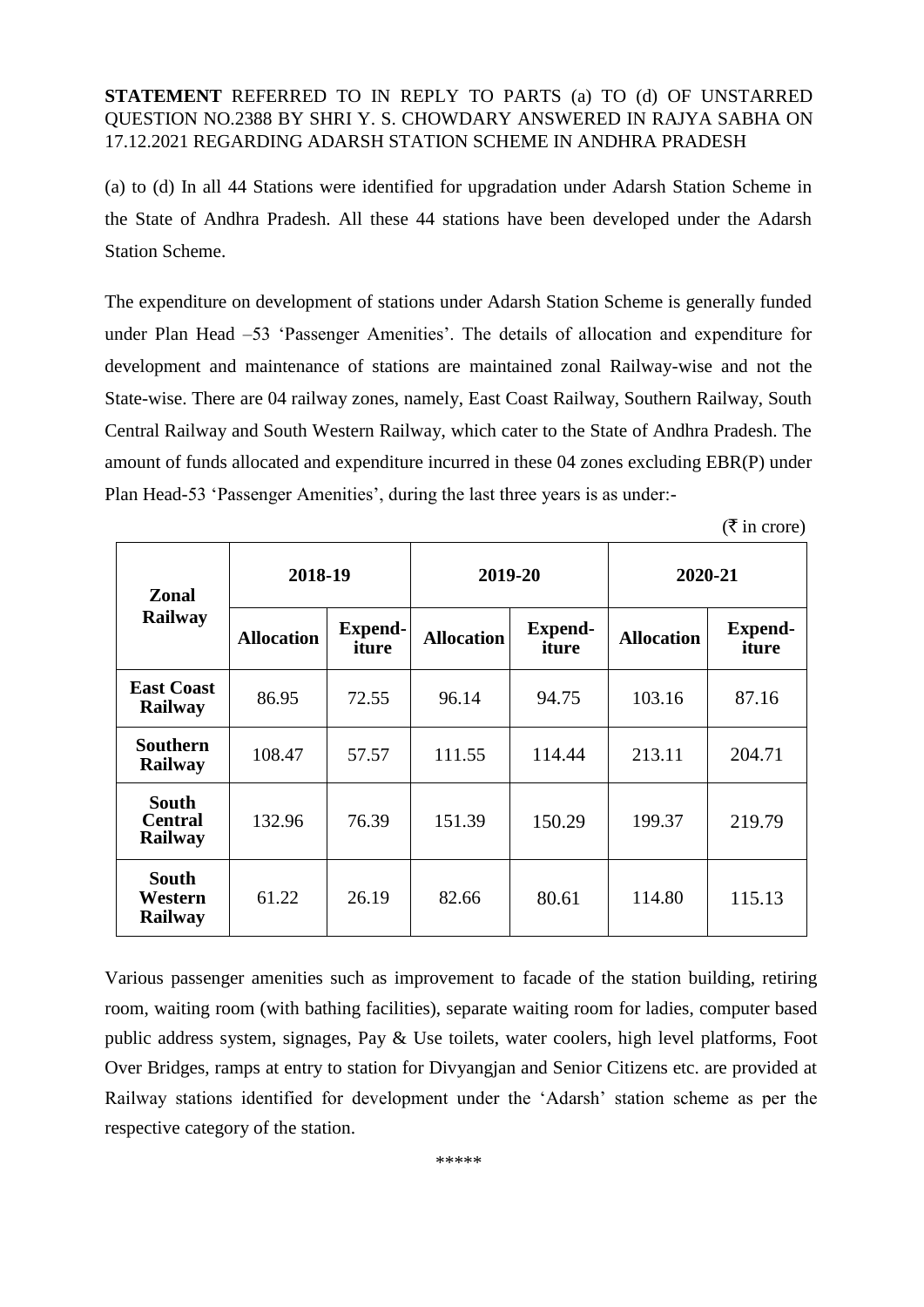**STATEMENT** REFERRED TO IN REPLY TO PARTS (a) TO (d) OF UNSTARRED QUESTION NO.2388 BY SHRI Y. S. CHOWDARY ANSWERED IN RAJYA SABHA ON 17.12.2021 REGARDING ADARSH STATION SCHEME IN ANDHRA PRADESH

(a) to (d) In all 44 Stations were identified for upgradation under Adarsh Station Scheme in the State of Andhra Pradesh. All these 44 stations have been developed under the Adarsh Station Scheme.

The expenditure on development of stations under Adarsh Station Scheme is generally funded under Plan Head –53 'Passenger Amenities'. The details of allocation and expenditure for development and maintenance of stations are maintained zonal Railway-wise and not the State-wise. There are 04 railway zones, namely, East Coast Railway, Southern Railway, South Central Railway and South Western Railway, which cater to the State of Andhra Pradesh. The amount of funds allocated and expenditure incurred in these 04 zones excluding EBR(P) under Plan Head-53 'Passenger Amenities', during the last three years is as under:-

(₹ in crore)

| Zonal Railway | 2018-19 | | 2019-20 | | 2020-21 | |
|---|---|---|---|---|---|---|
| | **Allocation** | **Expend-iture** | **Allocation** | **Expend-iture** | **Allocation** | **Expend-iture** |
| **East Coast Railway** | 86.95 | 72.55 | 96.14 | 94.75 | 103.16 | 87.16 |
| **Southern Railway** | 108.47 | 57.57 | 111.55 | 114.44 | 213.11 | 204.71 |
| **South Central Railway** | 132.96 | 76.39 | 151.39 | 150.29 | 199.37 | 219.79 |
| **South Western Railway** | 61.22 | 26.19 | 82.66 | 80.61 | 114.80 | 115.13 |

Various passenger amenities such as improvement to facade of the station building, retiring room, waiting room (with bathing facilities), separate waiting room for ladies, computer based public address system, signages, Pay & Use toilets, water coolers, high level platforms, Foot Over Bridges, ramps at entry to station for Divyangjan and Senior Citizens etc. are provided at Railway stations identified for development under the 'Adarsh' station scheme as per the respective category of the station.

*****